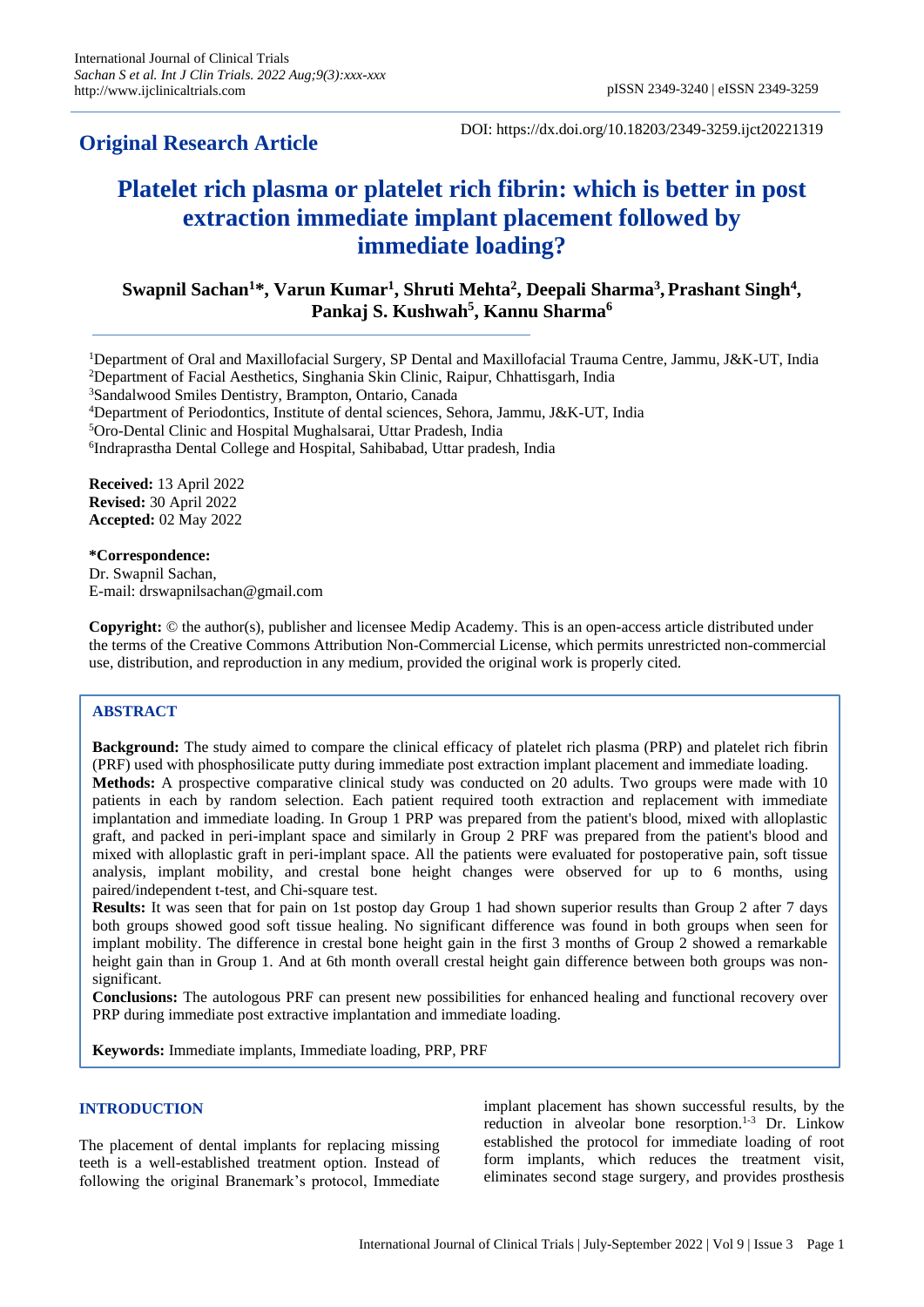**Original Research Article**

DOI: https://dx.doi.org/10.18203/2349-3259.ijct20221319

# Platelet rich plasma or platelet rich fibrin: which is better in post extraction immediate implant placement followed by immediate loading?

**Swapnil Sachan[1]\*, Varun Kumar[1], Shruti Mehta[2], Deepali Sharma[3], Prashant Singh[4], Pankaj S. Kushwah[5], Kannu Sharma[6]**

[1]Department of Oral and Maxillofacial Surgery, SP Dental and Maxillofacial Trauma Centre, Jammu, J&K-UT, India
[2]Department of Facial Aesthetics, Singhania Skin Clinic, Raipur, Chhattisgarh, India
[3]Sandalwood Smiles Dentistry, Brampton, Ontario, Canada
[4]Department of Periodontics, Institute of dental sciences, Sehora, Jammu, J&K-UT, India
[5]Oro-Dental Clinic and Hospital Mughalsarai, Uttar Pradesh, India
[6]Indraprastha Dental College and Hospital, Sahibabad, Uttar pradesh, India

**Received:** 13 April 2022
**Revised:** 30 April 2022
**Accepted:** 02 May 2022

**\*Correspondence:**
Dr. Swapnil Sachan,
E-mail: drswapnilsachan@gmail.com

**Copyright:** © the author(s), publisher and licensee Medip Academy. This is an open-access article distributed under the terms of the Creative Commons Attribution Non-Commercial License, which permits unrestricted non-commercial use, distribution, and reproduction in any medium, provided the original work is properly cited.

## ABSTRACT

**Background:** The study aimed to compare the clinical efficacy of platelet rich plasma (PRP) and platelet rich fibrin (PRF) used with phosphosilicate putty during immediate post extraction implant placement and immediate loading.

**Methods:** A prospective comparative clinical study was conducted on 20 adults. Two groups were made with 10 patients in each by random selection. Each patient required tooth extraction and replacement with immediate implantation and immediate loading. In Group 1 PRP was prepared from the patient's blood, mixed with alloplastic graft, and packed in peri-implant space and similarly in Group 2 PRF was prepared from the patient's blood and mixed with alloplastic graft in peri-implant space. All the patients were evaluated for postoperative pain, soft tissue analysis, implant mobility, and crestal bone height changes were observed for up to 6 months, using paired/independent t-test, and Chi-square test.

**Results:** It was seen that for pain on 1st postop day Group 1 had shown superior results than Group 2 after 7 days both groups showed good soft tissue healing. No significant difference was found in both groups when seen for implant mobility. The difference in crestal bone height gain in the first 3 months of Group 2 showed a remarkable height gain than in Group 1. And at 6th month overall crestal height gain difference between both groups was non-significant.

**Conclusions:** The autologous PRF can present new possibilities for enhanced healing and functional recovery over PRP during immediate post extractive implantation and immediate loading.

**Keywords:** Immediate implants, Immediate loading, PRP, PRF

## INTRODUCTION

The placement of dental implants for replacing missing teeth is a well-established treatment option. Instead of following the original Branemark's protocol, Immediate implant placement has shown successful results, by the reduction in alveolar bone resorption.[1-3] Dr. Linkow established the protocol for immediate loading of root form implants, which reduces the treatment visit, eliminates second stage surgery, and provides prosthesis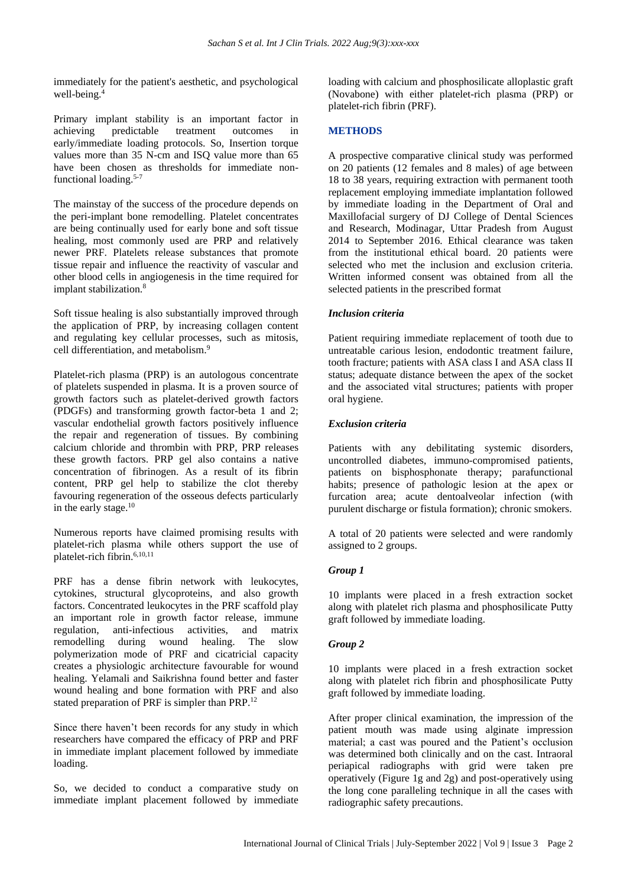immediately for the patient's aesthetic, and psychological well-being.[4]

Primary implant stability is an important factor in achieving predictable treatment outcomes in early/immediate loading protocols. So, Insertion torque values more than 35 N-cm and ISQ value more than 65 have been chosen as thresholds for immediate non-functional loading.[5-7]

The mainstay of the success of the procedure depends on the peri-implant bone remodelling. Platelet concentrates are being continually used for early bone and soft tissue healing, most commonly used are PRP and relatively newer PRF. Platelets release substances that promote tissue repair and influence the reactivity of vascular and other blood cells in angiogenesis in the time required for implant stabilization.[8]

Soft tissue healing is also substantially improved through the application of PRP, by increasing collagen content and regulating key cellular processes, such as mitosis, cell differentiation, and metabolism.[9]

Platelet-rich plasma (PRP) is an autologous concentrate of platelets suspended in plasma. It is a proven source of growth factors such as platelet-derived growth factors (PDGFs) and transforming growth factor-beta 1 and 2; vascular endothelial growth factors positively influence the repair and regeneration of tissues. By combining calcium chloride and thrombin with PRP, PRP releases these growth factors. PRP gel also contains a native concentration of fibrinogen. As a result of its fibrin content, PRP gel help to stabilize the clot thereby favouring regeneration of the osseous defects particularly in the early stage.[10]

Numerous reports have claimed promising results with platelet-rich plasma while others support the use of platelet-rich fibrin.[6,10,11]

PRF has a dense fibrin network with leukocytes, cytokines, structural glycoproteins, and also growth factors. Concentrated leukocytes in the PRF scaffold play an important role in growth factor release, immune regulation, anti-infectious activities, and matrix remodelling during wound healing. The slow polymerization mode of PRF and cicatricial capacity creates a physiologic architecture favourable for wound healing. Yelamali and Saikrishna found better and faster wound healing and bone formation with PRF and also stated preparation of PRF is simpler than PRP.[12]

Since there haven't been records for any study in which researchers have compared the efficacy of PRP and PRF in immediate implant placement followed by immediate loading.

So, we decided to conduct a comparative study on immediate implant placement followed by immediate loading with calcium and phosphosilicate alloplastic graft (Novabone) with either platelet-rich plasma (PRP) or platelet-rich fibrin (PRF).

## METHODS

A prospective comparative clinical study was performed on 20 patients (12 females and 8 males) of age between 18 to 38 years, requiring extraction with permanent tooth replacement employing immediate implantation followed by immediate loading in the Department of Oral and Maxillofacial surgery of DJ College of Dental Sciences and Research, Modinagar, Uttar Pradesh from August 2014 to September 2016. Ethical clearance was taken from the institutional ethical board. 20 patients were selected who met the inclusion and exclusion criteria. Written informed consent was obtained from all the selected patients in the prescribed format

### *Inclusion criteria*

Patient requiring immediate replacement of tooth due to untreatable carious lesion, endodontic treatment failure, tooth fracture; patients with ASA class I and ASA class II status; adequate distance between the apex of the socket and the associated vital structures; patients with proper oral hygiene.

### *Exclusion criteria*

Patients with any debilitating systemic disorders, uncontrolled diabetes, immuno-compromised patients, patients on bisphosphonate therapy; parafunctional habits; presence of pathologic lesion at the apex or furcation area; acute dentoalveolar infection (with purulent discharge or fistula formation); chronic smokers.

A total of 20 patients were selected and were randomly assigned to 2 groups.

### *Group 1*

10 implants were placed in a fresh extraction socket along with platelet rich plasma and phosphosilicate Putty graft followed by immediate loading.

### *Group 2*

10 implants were placed in a fresh extraction socket along with platelet rich fibrin and phosphosilicate Putty graft followed by immediate loading.

After proper clinical examination, the impression of the patient mouth was made using alginate impression material; a cast was poured and the Patient's occlusion was determined both clinically and on the cast. Intraoral periapical radiographs with grid were taken pre operatively (Figure 1g and 2g) and post-operatively using the long cone paralleling technique in all the cases with radiographic safety precautions.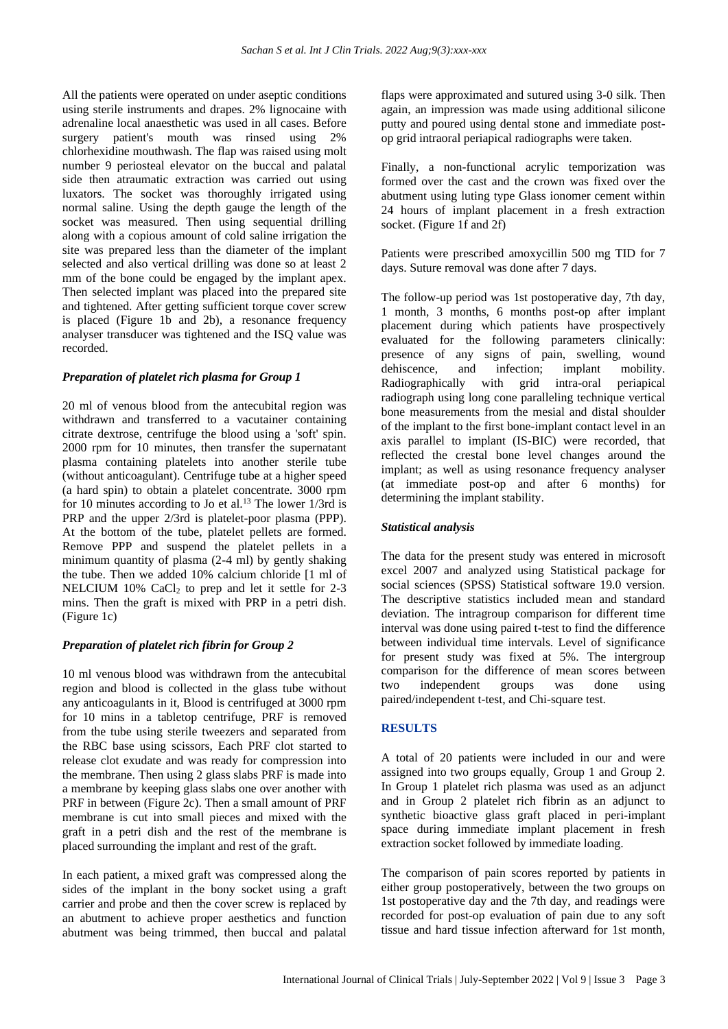All the patients were operated on under aseptic conditions using sterile instruments and drapes. 2% lignocaine with adrenaline local anaesthetic was used in all cases. Before surgery patient's mouth was rinsed using 2% chlorhexidine mouthwash. The flap was raised using molt number 9 periosteal elevator on the buccal and palatal side then atraumatic extraction was carried out using luxators. The socket was thoroughly irrigated using normal saline. Using the depth gauge the length of the socket was measured. Then using sequential drilling along with a copious amount of cold saline irrigation the site was prepared less than the diameter of the implant selected and also vertical drilling was done so at least 2 mm of the bone could be engaged by the implant apex. Then selected implant was placed into the prepared site and tightened. After getting sufficient torque cover screw is placed (Figure 1b and 2b), a resonance frequency analyser transducer was tightened and the ISQ value was recorded.

### *Preparation of platelet rich plasma for Group 1*

20 ml of venous blood from the antecubital region was withdrawn and transferred to a vacutainer containing citrate dextrose, centrifuge the blood using a 'soft' spin. 2000 rpm for 10 minutes, then transfer the supernatant plasma containing platelets into another sterile tube (without anticoagulant). Centrifuge tube at a higher speed (a hard spin) to obtain a platelet concentrate. 3000 rpm for 10 minutes according to Jo et al.[13] The lower 1/3rd is PRP and the upper 2/3rd is platelet-poor plasma (PPP). At the bottom of the tube, platelet pellets are formed. Remove PPP and suspend the platelet pellets in a minimum quantity of plasma (2-4 ml) by gently shaking the tube. Then we added 10% calcium chloride [1 ml of NELCIUM 10% $CaCl_2$ to prep and let it settle for 2-3 mins. Then the graft is mixed with PRP in a petri dish. (Figure 1c)

### *Preparation of platelet rich fibrin for Group 2*

10 ml venous blood was withdrawn from the antecubital region and blood is collected in the glass tube without any anticoagulants in it, Blood is centrifuged at 3000 rpm for 10 mins in a tabletop centrifuge, PRF is removed from the tube using sterile tweezers and separated from the RBC base using scissors, Each PRF clot started to release clot exudate and was ready for compression into the membrane. Then using 2 glass slabs PRF is made into a membrane by keeping glass slabs one over another with PRF in between (Figure 2c). Then a small amount of PRF membrane is cut into small pieces and mixed with the graft in a petri dish and the rest of the membrane is placed surrounding the implant and rest of the graft.

In each patient, a mixed graft was compressed along the sides of the implant in the bony socket using a graft carrier and probe and then the cover screw is replaced by an abutment to achieve proper aesthetics and function abutment was being trimmed, then buccal and palatal flaps were approximated and sutured using 3-0 silk. Then again, an impression was made using additional silicone putty and poured using dental stone and immediate post-op grid intraoral periapical radiographs were taken.

Finally, a non-functional acrylic temporization was formed over the cast and the crown was fixed over the abutment using luting type Glass ionomer cement within 24 hours of implant placement in a fresh extraction socket. (Figure 1f and 2f)

Patients were prescribed amoxycillin 500 mg TID for 7 days. Suture removal was done after 7 days.

The follow-up period was 1st postoperative day, 7th day, 1 month, 3 months, 6 months post-op after implant placement during which patients have prospectively evaluated for the following parameters clinically: presence of any signs of pain, swelling, wound dehiscence, and infection; implant mobility. Radiographically with grid intra-oral periapical radiograph using long cone paralleling technique vertical bone measurements from the mesial and distal shoulder of the implant to the first bone-implant contact level in an axis parallel to implant (IS-BIC) were recorded, that reflected the crestal bone level changes around the implant; as well as using resonance frequency analyser (at immediate post-op and after 6 months) for determining the implant stability.

### *Statistical analysis*

The data for the present study was entered in microsoft excel 2007 and analyzed using Statistical package for social sciences (SPSS) Statistical software 19.0 version. The descriptive statistics included mean and standard deviation. The intragroup comparison for different time interval was done using paired t-test to find the difference between individual time intervals. Level of significance for present study was fixed at 5%. The intergroup comparison for the difference of mean scores between two independent groups was done using paired/independent t-test, and Chi-square test.

## RESULTS

A total of 20 patients were included in our and were assigned into two groups equally, Group 1 and Group 2. In Group 1 platelet rich plasma was used as an adjunct and in Group 2 platelet rich fibrin as an adjunct to synthetic bioactive glass graft placed in peri-implant space during immediate implant placement in fresh extraction socket followed by immediate loading.

The comparison of pain scores reported by patients in either group postoperatively, between the two groups on 1st postoperative day and the 7th day, and readings were recorded for post-op evaluation of pain due to any soft tissue and hard tissue infection afterward for 1st month,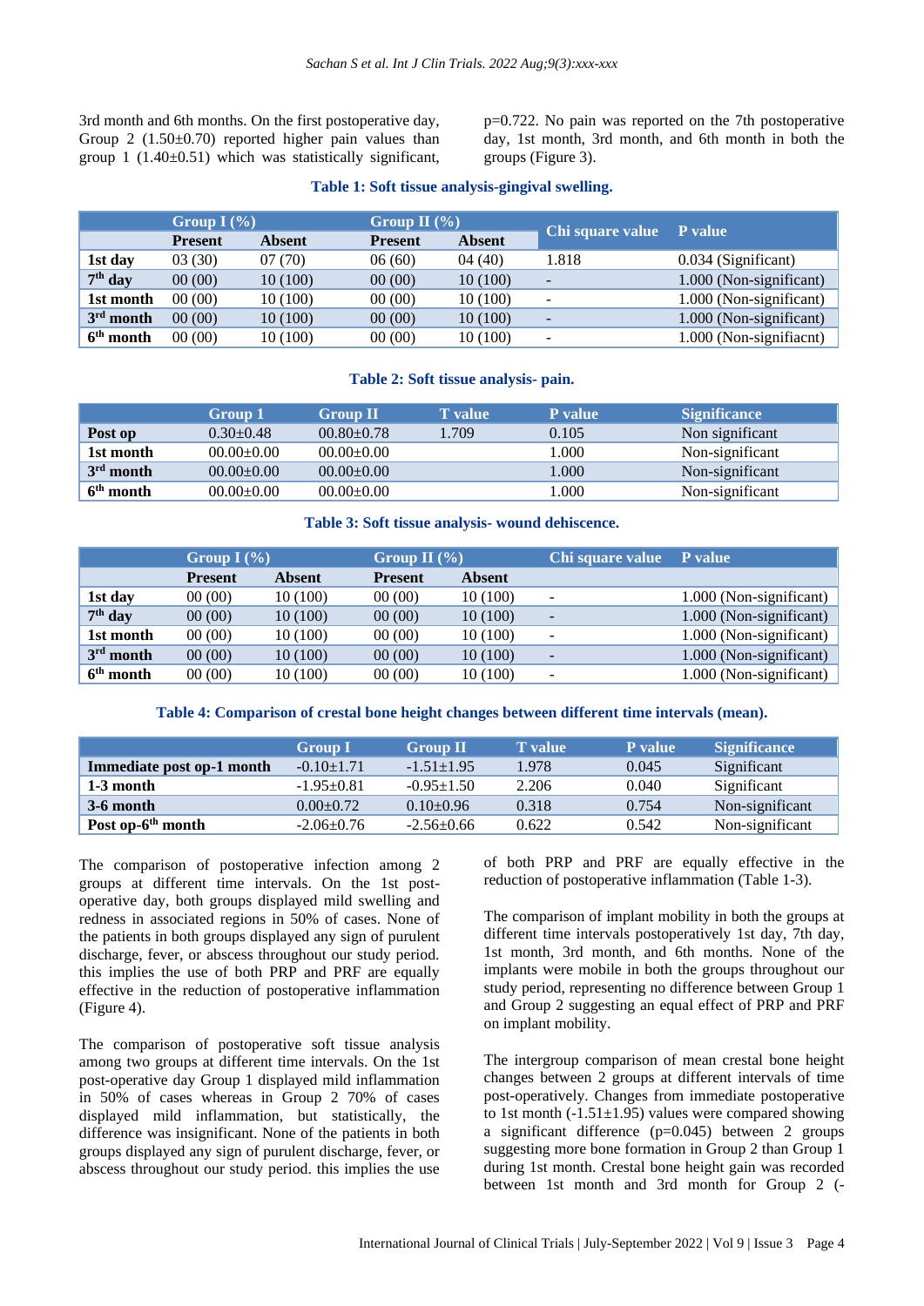3rd month and 6th months. On the first postoperative day, Group 2 (1.50±0.70) reported higher pain values than group 1 (1.40±0.51) which was statistically significant, p=0.722. No pain was reported on the 7th postoperative day, 1st month, 3rd month, and 6th month in both the groups (Figure 3).

**Table 1: Soft tissue analysis-gingival swelling.**

| | Group I (%) | | Group II (%) | | Chi square value | P value |
|---|---|---|---|---|---|---|
| | Present | Absent | Present | Absent | | |
| **1st day** | 03 (30) | 07 (70) | 06 (60) | 04 (40) | 1.818 | 0.034 (Significant) |
| **7th day** | 00 (00) | 10 (100) | 00 (00) | 10 (100) | - | 1.000 (Non-significant) |
| **1st month** | 00 (00) | 10 (100) | 00 (00) | 10 (100) | - | 1.000 (Non-significant) |
| **3rd month** | 00 (00) | 10 (100) | 00 (00) | 10 (100) | - | 1.000 (Non-significant) |
| **6th month** | 00 (00) | 10 (100) | 00 (00) | 10 (100) | - | 1.000 (Non-signifiacnt) |

**Table 2: Soft tissue analysis- pain.**

| | Group 1 | Group II | T value | P value | Significance |
|---|---|---|---|---|---|
| **Post op** | 0.30±0.48 | 00.80±0.78 | 1.709 | 0.105 | Non significant |
| **1st month** | 00.00±0.00 | 00.00±0.00 | | 1.000 | Non-significant |
| **3rd month** | 00.00±0.00 | 00.00±0.00 | | 1.000 | Non-significant |
| **6th month** | 00.00±0.00 | 00.00±0.00 | | 1.000 | Non-significant |

**Table 3: Soft tissue analysis- wound dehiscence.**

| | Group I (%) | | Group II (%) | | Chi square value | P value |
|---|---|---|---|---|---|---|
| | Present | Absent | Present | Absent | | |
| **1st day** | 00 (00) | 10 (100) | 00 (00) | 10 (100) | - | 1.000 (Non-significant) |
| **7th day** | 00 (00) | 10 (100) | 00 (00) | 10 (100) | - | 1.000 (Non-significant) |
| **1st month** | 00 (00) | 10 (100) | 00 (00) | 10 (100) | - | 1.000 (Non-significant) |
| **3rd month** | 00 (00) | 10 (100) | 00 (00) | 10 (100) | - | 1.000 (Non-significant) |
| **6th month** | 00 (00) | 10 (100) | 00 (00) | 10 (100) | - | 1.000 (Non-significant) |

**Table 4: Comparison of crestal bone height changes between different time intervals (mean).**

| | Group I | Group II | T value | P value | Significance |
|---|---|---|---|---|---|
| **Immediate post op-1 month** | -0.10±1.71 | -1.51±1.95 | 1.978 | 0.045 | Significant |
| **1-3 month** | -1.95±0.81 | -0.95±1.50 | 2.206 | 0.040 | Significant |
| **3-6 month** | 0.00±0.72 | 0.10±0.96 | 0.318 | 0.754 | Non-significant |
| **Post op-6th month** | -2.06±0.76 | -2.56±0.66 | 0.622 | 0.542 | Non-significant |

The comparison of postoperative infection among 2 groups at different time intervals. On the 1st post-operative day, both groups displayed mild swelling and redness in associated regions in 50% of cases. None of the patients in both groups displayed any sign of purulent discharge, fever, or abscess throughout our study period. this implies the use of both PRP and PRF are equally effective in the reduction of postoperative inflammation (Figure 4).

The comparison of postoperative soft tissue analysis among two groups at different time intervals. On the 1st post-operative day Group 1 displayed mild inflammation in 50% of cases whereas in Group 2 70% of cases displayed mild inflammation, but statistically, the difference was insignificant. None of the patients in both groups displayed any sign of purulent discharge, fever, or abscess throughout our study period. this implies the use of both PRP and PRF are equally effective in the reduction of postoperative inflammation (Table 1-3).

The comparison of implant mobility in both the groups at different time intervals postoperatively 1st day, 7th day, 1st month, 3rd month, and 6th months. None of the implants were mobile in both the groups throughout our study period, representing no difference between Group 1 and Group 2 suggesting an equal effect of PRP and PRF on implant mobility.

The intergroup comparison of mean crestal bone height changes between 2 groups at different intervals of time post-operatively. Changes from immediate postoperative to 1st month (-1.51±1.95) values were compared showing a significant difference (p=0.045) between 2 groups suggesting more bone formation in Group 2 than Group 1 during 1st month. Crestal bone height gain was recorded between 1st month and 3rd month for Group 2 (-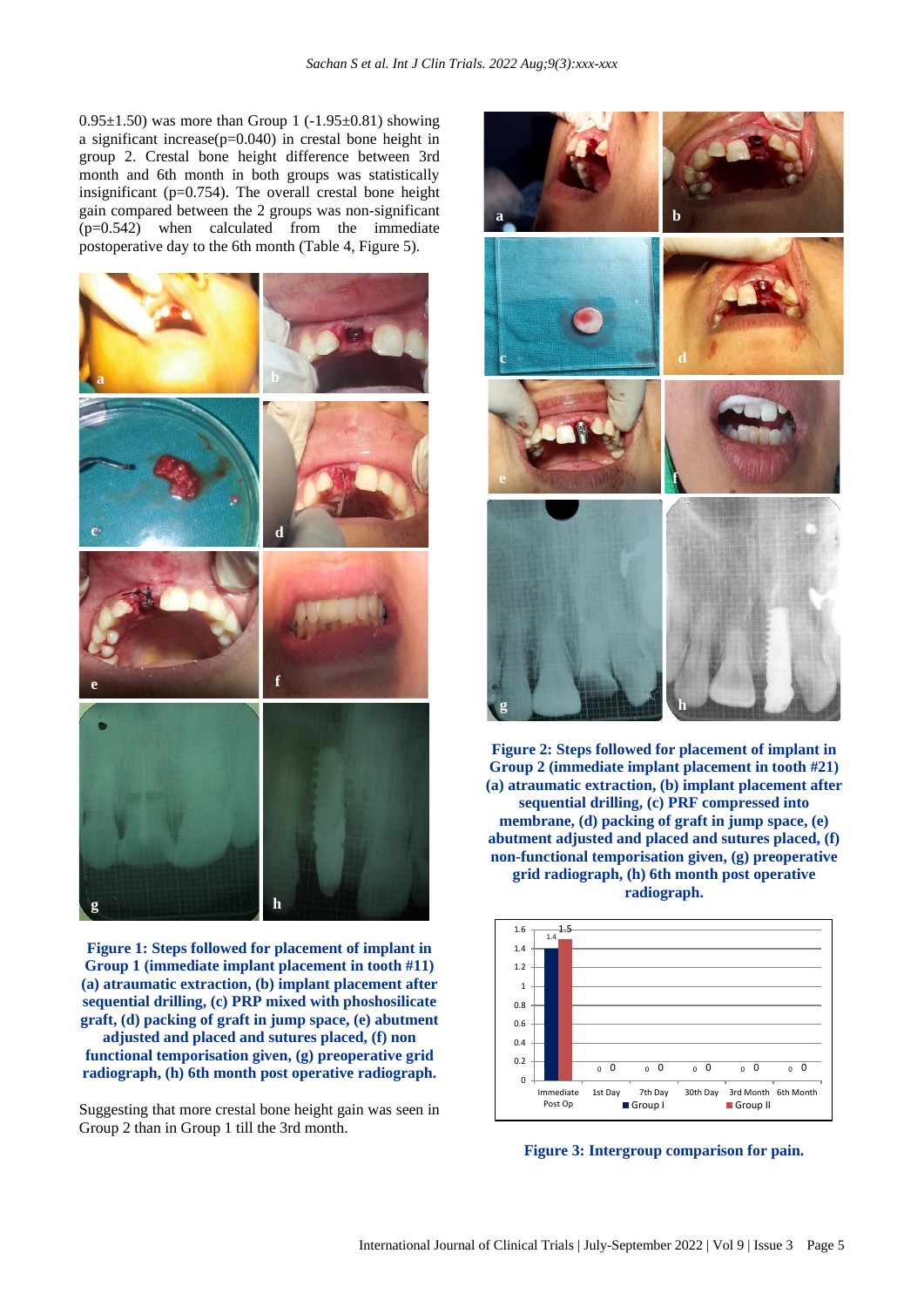0.95±1.50) was more than Group 1 (-1.95±0.81) showing a significant increase(p=0.040) in crestal bone height in group 2. Crestal bone height difference between 3rd month and 6th month in both groups was statistically insignificant (p=0.754). The overall crestal bone height gain compared between the 2 groups was non-significant (p=0.542) when calculated from the immediate postoperative day to the 6th month (Table 4, Figure 5).

**Figure 1: Steps followed for placement of implant in Group 1 (immediate implant placement in tooth #11) (a) atraumatic extraction, (b) implant placement after sequential drilling, (c) PRP mixed with phoshosilicate graft, (d) packing of graft in jump space, (e) abutment adjusted and placed and sutures placed, (f) non functional temporisation given, (g) preoperative grid radiograph, (h) 6th month post operative radiograph.**

Suggesting that more crestal bone height gain was seen in Group 2 than in Group 1 till the 3rd month.

**Figure 2: Steps followed for placement of implant in Group 2 (immediate implant placement in tooth #21) (a) atraumatic extraction, (b) implant placement after sequential drilling, (c) PRF compressed into membrane, (d) packing of graft in jump space, (e) abutment adjusted and placed and sutures placed, (f) non-functional temporisation given, (g) preoperative grid radiograph, (h) 6th month post operative radiograph.**

**Figure 3: Intergroup comparison for pain.**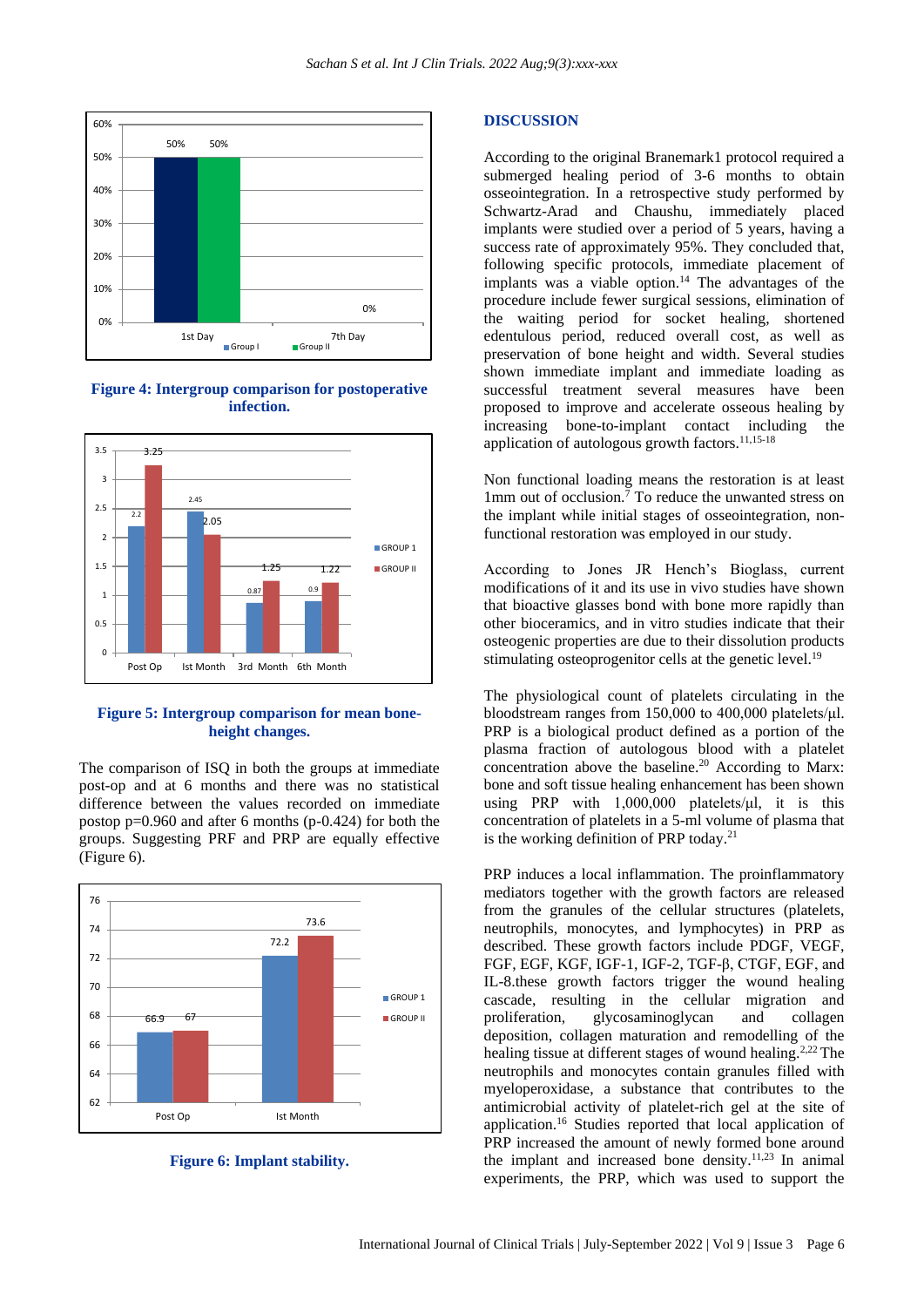Figure 4: Intergroup comparison for postoperative infection.

Figure 5: Intergroup comparison for mean bone-height changes.

The comparison of ISQ in both the groups at immediate post-op and at 6 months and there was no statistical difference between the values recorded on immediate postop p=0.960 and after 6 months (p-0.424) for both the groups. Suggesting PRF and PRP are equally effective (Figure 6).

Figure 6: Implant stability.

## DISCUSSION

According to the original Branemark1 protocol required a submerged healing period of 3-6 months to obtain osseointegration. In a retrospective study performed by Schwartz-Arad and Chaushu, immediately placed implants were studied over a period of 5 years, having a success rate of approximately 95%. They concluded that, following specific protocols, immediate placement of implants was a viable option.[14] The advantages of the procedure include fewer surgical sessions, elimination of the waiting period for socket healing, shortened edentulous period, reduced overall cost, as well as preservation of bone height and width. Several studies shown immediate implant and immediate loading as successful treatment several measures have been proposed to improve and accelerate osseous healing by increasing bone-to-implant contact including the application of autologous growth factors.[11,15-18]

Non functional loading means the restoration is at least 1mm out of occlusion.[7] To reduce the unwanted stress on the implant while initial stages of osseointegration, non-functional restoration was employed in our study.

According to Jones JR Hench's Bioglass, current modifications of it and its use in vivo studies have shown that bioactive glasses bond with bone more rapidly than other bioceramics, and in vitro studies indicate that their osteogenic properties are due to their dissolution products stimulating osteoprogenitor cells at the genetic level.[19]

The physiological count of platelets circulating in the bloodstream ranges from 150,000 to 400,000 platelets/µl. PRP is a biological product defined as a portion of the plasma fraction of autologous blood with a platelet concentration above the baseline.[20] According to Marx: bone and soft tissue healing enhancement has been shown using PRP with 1,000,000 platelets/µl, it is this concentration of platelets in a 5-ml volume of plasma that is the working definition of PRP today.[21]

PRP induces a local inflammation. The proinflammatory mediators together with the growth factors are released from the granules of the cellular structures (platelets, neutrophils, monocytes, and lymphocytes) in PRP as described. These growth factors include PDGF, VEGF, FGF, EGF, KGF, IGF-1, IGF-2, TGF-β, CTGF, EGF, and IL-8.these growth factors trigger the wound healing cascade, resulting in the cellular migration and proliferation, glycosaminoglycan and collagen deposition, collagen maturation and remodelling of the healing tissue at different stages of wound healing.[2,22] The neutrophils and monocytes contain granules filled with myeloperoxidase, a substance that contributes to the antimicrobial activity of platelet-rich gel at the site of application.[16] Studies reported that local application of PRP increased the amount of newly formed bone around the implant and increased bone density.[11,23] In animal experiments, the PRP, which was used to support the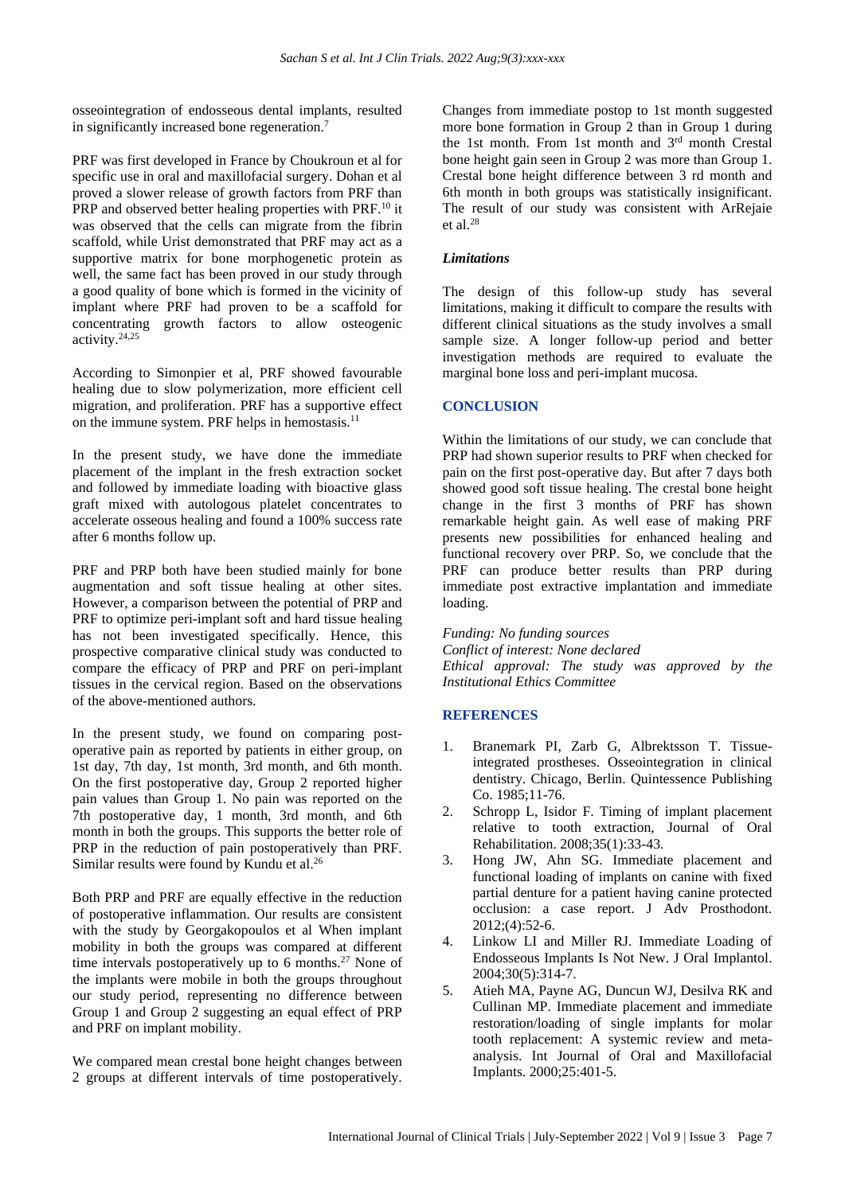osseointegration of endosseous dental implants, resulted in significantly increased bone regeneration.[7]

PRF was first developed in France by Choukroun et al for specific use in oral and maxillofacial surgery. Dohan et al proved a slower release of growth factors from PRF than PRP and observed better healing properties with PRF.[10] it was observed that the cells can migrate from the fibrin scaffold, while Urist demonstrated that PRF may act as a supportive matrix for bone morphogenetic protein as well, the same fact has been proved in our study through a good quality of bone which is formed in the vicinity of implant where PRF had proven to be a scaffold for concentrating growth factors to allow osteogenic activity.[24,25]

According to Simonpier et al, PRF showed favourable healing due to slow polymerization, more efficient cell migration, and proliferation. PRF has a supportive effect on the immune system. PRF helps in hemostasis.[11]

In the present study, we have done the immediate placement of the implant in the fresh extraction socket and followed by immediate loading with bioactive glass graft mixed with autologous platelet concentrates to accelerate osseous healing and found a 100% success rate after 6 months follow up.

PRF and PRP both have been studied mainly for bone augmentation and soft tissue healing at other sites. However, a comparison between the potential of PRP and PRF to optimize peri-implant soft and hard tissue healing has not been investigated specifically. Hence, this prospective comparative clinical study was conducted to compare the efficacy of PRP and PRF on peri-implant tissues in the cervical region. Based on the observations of the above-mentioned authors.

In the present study, we found on comparing post-operative pain as reported by patients in either group, on 1st day, 7th day, 1st month, 3rd month, and 6th month. On the first postoperative day, Group 2 reported higher pain values than Group 1. No pain was reported on the 7th postoperative day, 1 month, 3rd month, and 6th month in both the groups. This supports the better role of PRP in the reduction of pain postoperatively than PRF. Similar results were found by Kundu et al.[26]

Both PRP and PRF are equally effective in the reduction of postoperative inflammation. Our results are consistent with the study by Georgakopoulos et al When implant mobility in both the groups was compared at different time intervals postoperatively up to 6 months.[27] None of the implants were mobile in both the groups throughout our study period, representing no difference between Group 1 and Group 2 suggesting an equal effect of PRP and PRF on implant mobility.

We compared mean crestal bone height changes between 2 groups at different intervals of time postoperatively. Changes from immediate postop to 1st month suggested more bone formation in Group 2 than in Group 1 during the 1st month. From 1st month and 3rd month Crestal bone height gain seen in Group 2 was more than Group 1. Crestal bone height difference between 3 rd month and 6th month in both groups was statistically insignificant. The result of our study was consistent with ArRejaie et al.[28]

### *Limitations*

The design of this follow-up study has several limitations, making it difficult to compare the results with different clinical situations as the study involves a small sample size. A longer follow-up period and better investigation methods are required to evaluate the marginal bone loss and peri-implant mucosa.

## CONCLUSION

Within the limitations of our study, we can conclude that PRP had shown superior results to PRF when checked for pain on the first post-operative day. But after 7 days both showed good soft tissue healing. The crestal bone height change in the first 3 months of PRF has shown remarkable height gain. As well ease of making PRF presents new possibilities for enhanced healing and functional recovery over PRP. So, we conclude that the PRF can produce better results than PRP during immediate post extractive implantation and immediate loading.

*Funding: No funding sources*
*Conflict of interest: None declared*
*Ethical approval: The study was approved by the Institutional Ethics Committee*

## REFERENCES

1. Branemark PI, Zarb G, Albrektsson T. Tissue-integrated prostheses. Osseointegration in clinical dentistry. Chicago, Berlin. Quintessence Publishing Co. 1985;11-76.
2. Schropp L, Isidor F. Timing of implant placement relative to tooth extraction, Journal of Oral Rehabilitation. 2008;35(1):33-43.
3. Hong JW, Ahn SG. Immediate placement and functional loading of implants on canine with fixed partial denture for a patient having canine protected occlusion: a case report. J Adv Prosthodont. 2012;(4):52-6.
4. Linkow LI and Miller RJ. Immediate Loading of Endosseous Implants Is Not New. J Oral Implantol. 2004;30(5):314-7.
5. Atieh MA, Payne AG, Duncun WJ, Desilva RK and Cullinan MP. Immediate placement and immediate restoration/loading of single implants for molar tooth replacement: A systemic review and meta-analysis. Int Journal of Oral and Maxillofacial Implants. 2000;25:401-5.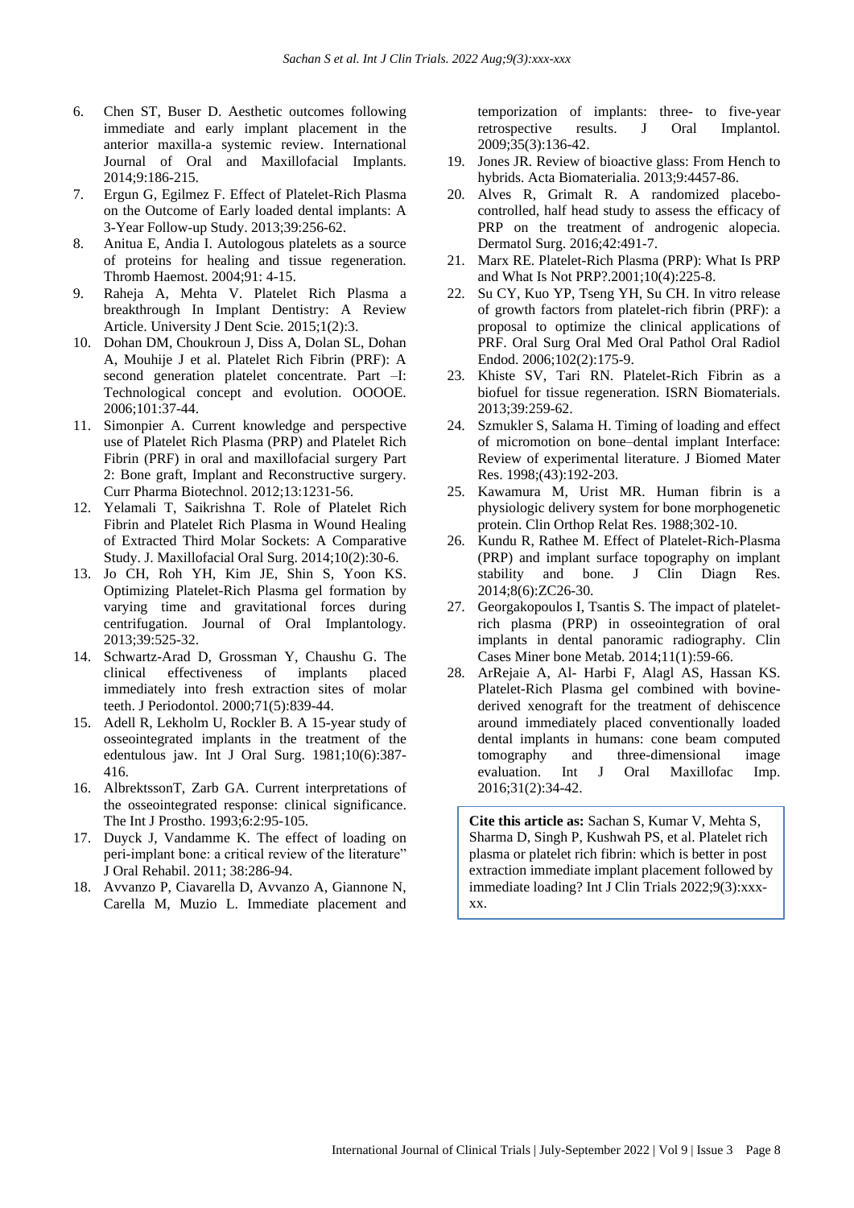6. Chen ST, Buser D. Aesthetic outcomes following immediate and early implant placement in the anterior maxilla-a systemic review. International Journal of Oral and Maxillofacial Implants. 2014;9:186-215.
7. Ergun G, Egilmez F. Effect of Platelet-Rich Plasma on the Outcome of Early loaded dental implants: A 3-Year Follow-up Study. 2013;39:256-62.
8. Anitua E, Andia I. Autologous platelets as a source of proteins for healing and tissue regeneration. Thromb Haemost. 2004;91: 4-15.
9. Raheja A, Mehta V. Platelet Rich Plasma a breakthrough In Implant Dentistry: A Review Article. University J Dent Scie. 2015;1(2):3.
10. Dohan DM, Choukroun J, Diss A, Dolan SL, Dohan A, Mouhije J et al. Platelet Rich Fibrin (PRF): A second generation platelet concentrate. Part –I: Technological concept and evolution. OOOOE. 2006;101:37-44.
11. Simonpier A. Current knowledge and perspective use of Platelet Rich Plasma (PRP) and Platelet Rich Fibrin (PRF) in oral and maxillofacial surgery Part 2: Bone graft, Implant and Reconstructive surgery. Curr Pharma Biotechnol. 2012;13:1231-56.
12. Yelamali T, Saikrishna T. Role of Platelet Rich Fibrin and Platelet Rich Plasma in Wound Healing of Extracted Third Molar Sockets: A Comparative Study. J. Maxillofacial Oral Surg. 2014;10(2):30-6.
13. Jo CH, Roh YH, Kim JE, Shin S, Yoon KS. Optimizing Platelet-Rich Plasma gel formation by varying time and gravitational forces during centrifugation. Journal of Oral Implantology. 2013;39:525-32.
14. Schwartz-Arad D, Grossman Y, Chaushu G. The clinical effectiveness of implants placed immediately into fresh extraction sites of molar teeth. J Periodontol. 2000;71(5):839-44.
15. Adell R, Lekholm U, Rockler B. A 15-year study of osseointegrated implants in the treatment of the edentulous jaw. Int J Oral Surg. 1981;10(6):387-416.
16. AlbrektssonT, Zarb GA. Current interpretations of the osseointegrated response: clinical significance. The Int J Prostho. 1993;6:2:95-105.
17. Duyck J, Vandamme K. The effect of loading on peri-implant bone: a critical review of the literature" J Oral Rehabil. 2011; 38:286-94.
18. Avvanzo P, Ciavarella D, Avvanzo A, Giannone N, Carella M, Muzio L. Immediate placement and temporization of implants: three- to five-year retrospective results. J Oral Implantol. 2009;35(3):136-42.
19. Jones JR. Review of bioactive glass: From Hench to hybrids. Acta Biomaterialia. 2013;9:4457-86.
20. Alves R, Grimalt R. A randomized placebo-controlled, half head study to assess the efficacy of PRP on the treatment of androgenic alopecia. Dermatol Surg. 2016;42:491-7.
21. Marx RE. Platelet-Rich Plasma (PRP): What Is PRP and What Is Not PRP?.2001;10(4):225-8.
22. Su CY, Kuo YP, Tseng YH, Su CH. In vitro release of growth factors from platelet-rich fibrin (PRF): a proposal to optimize the clinical applications of PRF. Oral Surg Oral Med Oral Pathol Oral Radiol Endod. 2006;102(2):175-9.
23. Khiste SV, Tari RN. Platelet-Rich Fibrin as a biofuel for tissue regeneration. ISRN Biomaterials. 2013;39:259-62.
24. Szmukler S, Salama H. Timing of loading and effect of micromotion on bone–dental implant Interface: Review of experimental literature. J Biomed Mater Res. 1998;(43):192-203.
25. Kawamura M, Urist MR. Human fibrin is a physiologic delivery system for bone morphogenetic protein. Clin Orthop Relat Res. 1988;302-10.
26. Kundu R, Rathee M. Effect of Platelet-Rich-Plasma (PRP) and implant surface topography on implant stability and bone. J Clin Diagn Res. 2014;8(6):ZC26-30.
27. Georgakopoulos I, Tsantis S. The impact of platelet-rich plasma (PRP) in osseointegration of oral implants in dental panoramic radiography. Clin Cases Miner bone Metab. 2014;11(1):59-66.
28. ArRejaie A, Al- Harbi F, Alagl AS, Hassan KS. Platelet-Rich Plasma gel combined with bovine-derived xenograft for the treatment of dehiscence around immediately placed conventionally loaded dental implants in humans: cone beam computed tomography and three-dimensional image evaluation. Int J Oral Maxillofac Imp. 2016;31(2):34-42.

**Cite this article as:** Sachan S, Kumar V, Mehta S, Sharma D, Singh P, Kushwah PS, et al. Platelet rich plasma or platelet rich fibrin: which is better in post extraction immediate implant placement followed by immediate loading? Int J Clin Trials 2022;9(3):xxx-xx.